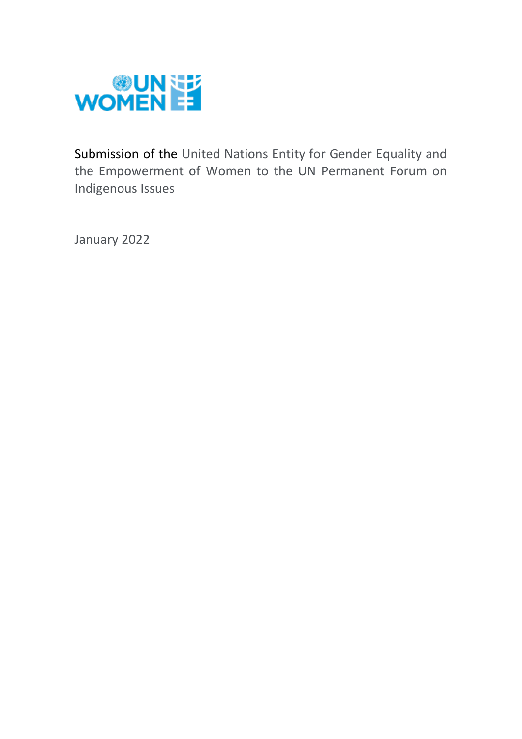Submission of the United Nations Entity for Gender Equality and the Empowerment of Women to the UN Permanent Forum on Indigenous Issues

January 2022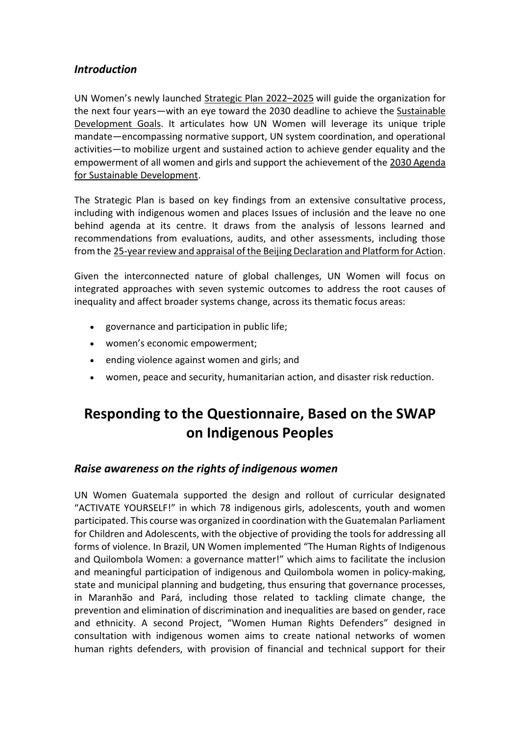### *Introduction*

UN Women's newly launched Strategic Plan 2022–2025 will guide the organization for the next four years—with an eye toward the 2030 deadline to achieve the Sustainable Development Goals. It articulates how UN Women will leverage its unique triple mandate—encompassing normative support, UN system coordination, and operational activities—to mobilize urgent and sustained action to achieve gender equality and the empowerment of all women and girls and support the achievement of the 2030 Agenda for Sustainable Development.

The Strategic Plan is based on key findings from an extensive consultative process, including with indigenous women and places Issues of inclusión and the leave no one behind agenda at its centre. It draws from the analysis of lessons learned and recommendations from evaluations, audits, and other assessments, including those from the 25-year review and appraisal of the Beijing Declaration and Platform for Action.

Given the interconnected nature of global challenges, UN Women will focus on integrated approaches with seven systemic outcomes to address the root causes of inequality and affect broader systems change, across its thematic focus areas:

- governance and participation in public life;
- women's economic empowerment;
- ending violence against women and girls; and
- women, peace and security, humanitarian action, and disaster risk reduction.

# Responding to the Questionnaire, Based on the SWAP on Indigenous Peoples

### *Raise awareness on the rights of indigenous women*

UN Women Guatemala supported the design and rollout of curricular designated "ACTIVATE YOURSELF!" in which 78 indigenous girls, adolescents, youth and women participated. This course was organized in coordination with the Guatemalan Parliament for Children and Adolescents, with the objective of providing the tools for addressing all forms of violence. In Brazil, UN Women implemented "The Human Rights of Indigenous and Quilombola Women: a governance matter!" which aims to facilitate the inclusion and meaningful participation of indigenous and Quilombola women in policy-making, state and municipal planning and budgeting, thus ensuring that governance processes, in Maranhão and Pará, including those related to tackling climate change, the prevention and elimination of discrimination and inequalities are based on gender, race and ethnicity. A second Project, "Women Human Rights Defenders" designed in consultation with indigenous women aims to create national networks of women human rights defenders, with provision of financial and technical support for their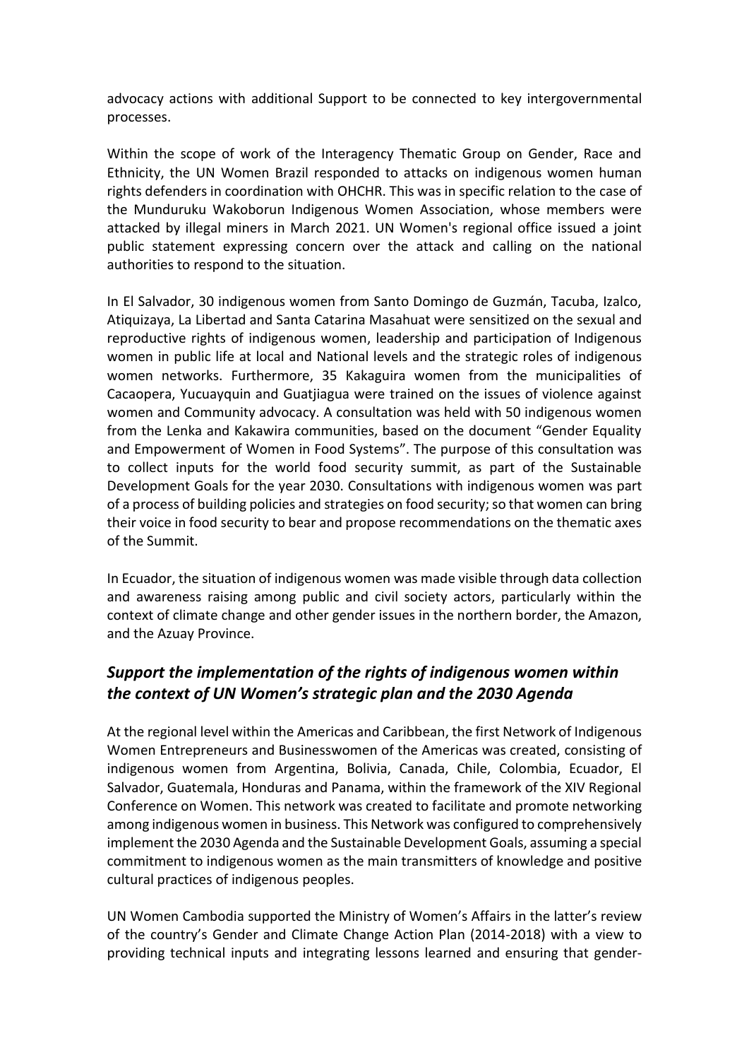advocacy actions with additional Support to be connected to key intergovernmental processes.

Within the scope of work of the Interagency Thematic Group on Gender, Race and Ethnicity, the UN Women Brazil responded to attacks on indigenous women human rights defenders in coordination with OHCHR. This was in specific relation to the case of the Munduruku Wakoborun Indigenous Women Association, whose members were attacked by illegal miners in March 2021. UN Women's regional office issued a joint public statement expressing concern over the attack and calling on the national authorities to respond to the situation.

In El Salvador, 30 indigenous women from Santo Domingo de Guzmán, Tacuba, Izalco, Atiquizaya, La Libertad and Santa Catarina Masahuat were sensitized on the sexual and reproductive rights of indigenous women, leadership and participation of Indigenous women in public life at local and National levels and the strategic roles of indigenous women networks. Furthermore, 35 Kakaguira women from the municipalities of Cacaopera, Yucuayquin and Guatjiagua were trained on the issues of violence against women and Community advocacy. A consultation was held with 50 indigenous women from the Lenka and Kakawira communities, based on the document "Gender Equality and Empowerment of Women in Food Systems". The purpose of this consultation was to collect inputs for the world food security summit, as part of the Sustainable Development Goals for the year 2030. Consultations with indigenous women was part of a process of building policies and strategies on food security; so that women can bring their voice in food security to bear and propose recommendations on the thematic axes of the Summit.

In Ecuador, the situation of indigenous women was made visible through data collection and awareness raising among public and civil society actors, particularly within the context of climate change and other gender issues in the northern border, the Amazon, and the Azuay Province.

## *Support the implementation of the rights of indigenous women within the context of UN Women's strategic plan and the 2030 Agenda*

At the regional level within the Americas and Caribbean, the first Network of Indigenous Women Entrepreneurs and Businesswomen of the Americas was created, consisting of indigenous women from Argentina, Bolivia, Canada, Chile, Colombia, Ecuador, El Salvador, Guatemala, Honduras and Panama, within the framework of the XIV Regional Conference on Women. This network was created to facilitate and promote networking among indigenous women in business. This Network was configured to comprehensively implement the 2030 Agenda and the Sustainable Development Goals, assuming a special commitment to indigenous women as the main transmitters of knowledge and positive cultural practices of indigenous peoples.

UN Women Cambodia supported the Ministry of Women's Affairs in the latter's review of the country's Gender and Climate Change Action Plan (2014-2018) with a view to providing technical inputs and integrating lessons learned and ensuring that gender-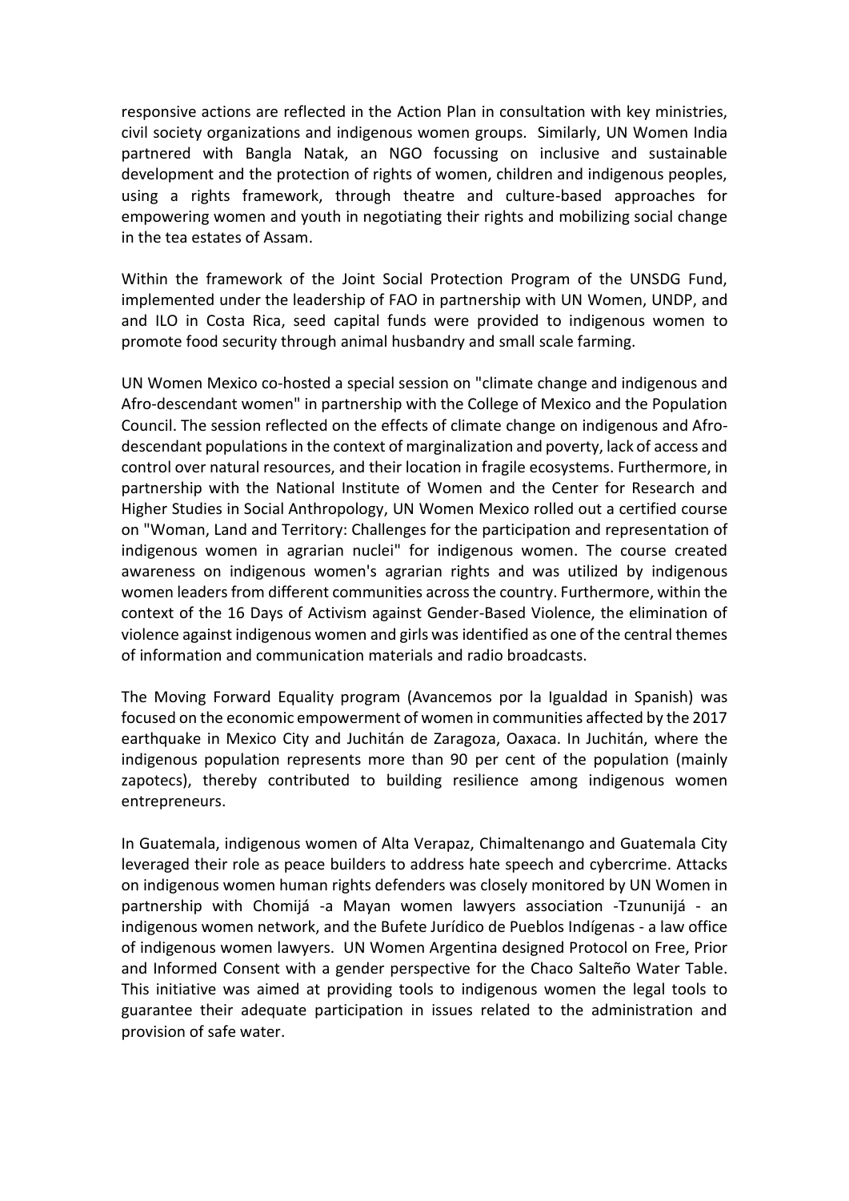responsive actions are reflected in the Action Plan in consultation with key ministries, civil society organizations and indigenous women groups. Similarly, UN Women India partnered with Bangla Natak, an NGO focussing on inclusive and sustainable development and the protection of rights of women, children and indigenous peoples, using a rights framework, through theatre and culture-based approaches for empowering women and youth in negotiating their rights and mobilizing social change in the tea estates of Assam.

Within the framework of the Joint Social Protection Program of the UNSDG Fund, implemented under the leadership of FAO in partnership with UN Women, UNDP, and and ILO in Costa Rica, seed capital funds were provided to indigenous women to promote food security through animal husbandry and small scale farming.

UN Women Mexico co-hosted a special session on "climate change and indigenous and Afro-descendant women" in partnership with the College of Mexico and the Population Council. The session reflected on the effects of climate change on indigenous and Afro-descendant populations in the context of marginalization and poverty, lack of access and control over natural resources, and their location in fragile ecosystems. Furthermore, in partnership with the National Institute of Women and the Center for Research and Higher Studies in Social Anthropology, UN Women Mexico rolled out a certified course on "Woman, Land and Territory: Challenges for the participation and representation of indigenous women in agrarian nuclei" for indigenous women. The course created awareness on indigenous women's agrarian rights and was utilized by indigenous women leaders from different communities across the country. Furthermore, within the context of the 16 Days of Activism against Gender-Based Violence, the elimination of violence against indigenous women and girls was identified as one of the central themes of information and communication materials and radio broadcasts.

The Moving Forward Equality program (Avancemos por la Igualdad in Spanish) was focused on the economic empowerment of women in communities affected by the 2017 earthquake in Mexico City and Juchitán de Zaragoza, Oaxaca. In Juchitán, where the indigenous population represents more than 90 per cent of the population (mainly zapotecs), thereby contributed to building resilience among indigenous women entrepreneurs.

In Guatemala, indigenous women of Alta Verapaz, Chimaltenango and Guatemala City leveraged their role as peace builders to address hate speech and cybercrime. Attacks on indigenous women human rights defenders was closely monitored by UN Women in partnership with Chomijá -a Mayan women lawyers association -Tzununijá - an indigenous women network, and the Bufete Jurídico de Pueblos Indígenas - a law office of indigenous women lawyers. UN Women Argentina designed Protocol on Free, Prior and Informed Consent with a gender perspective for the Chaco Salteño Water Table. This initiative was aimed at providing tools to indigenous women the legal tools to guarantee their adequate participation in issues related to the administration and provision of safe water.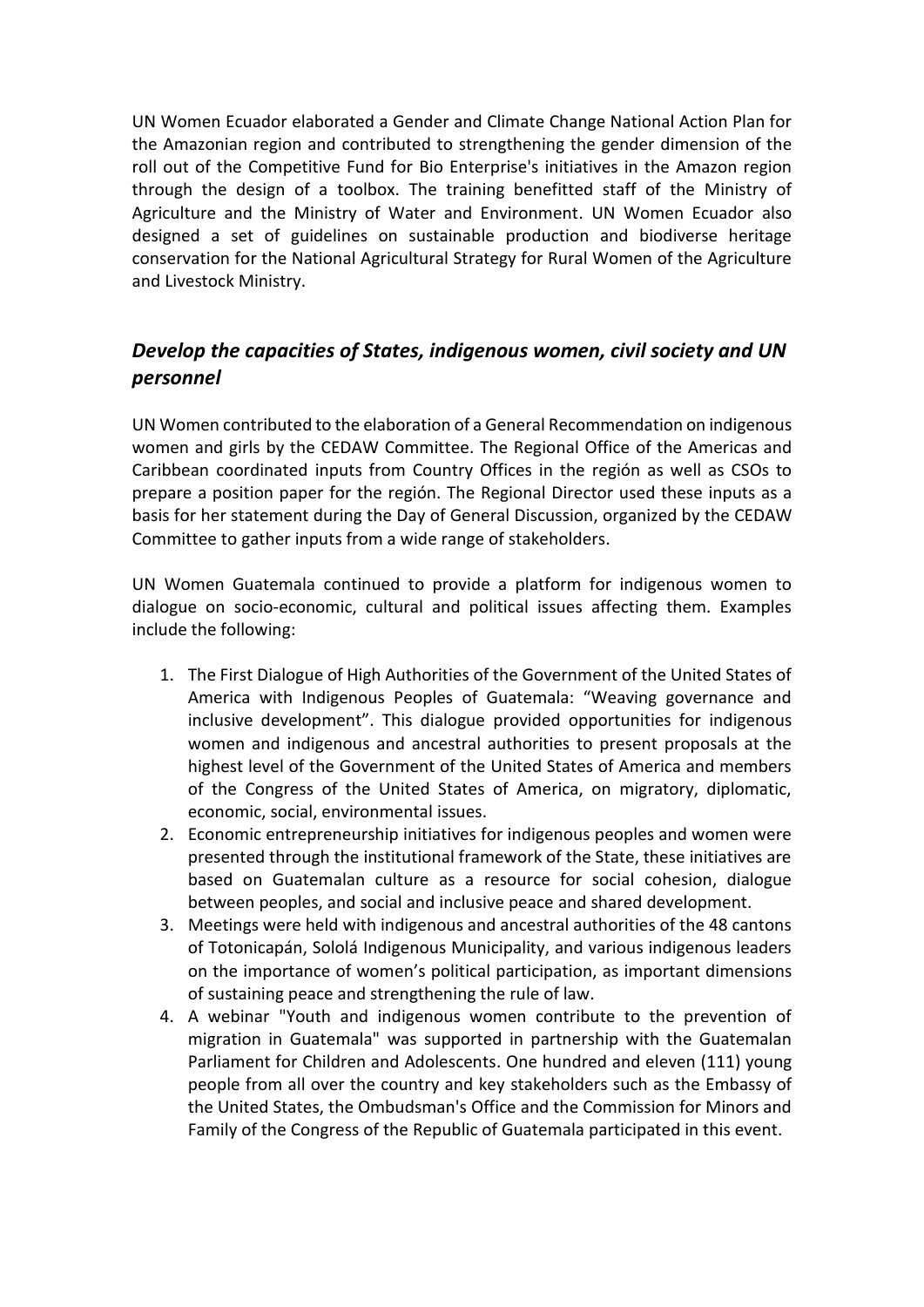UN Women Ecuador elaborated a Gender and Climate Change National Action Plan for the Amazonian region and contributed to strengthening the gender dimension of the roll out of the Competitive Fund for Bio Enterprise's initiatives in the Amazon region through the design of a toolbox. The training benefitted staff of the Ministry of Agriculture and the Ministry of Water and Environment. UN Women Ecuador also designed a set of guidelines on sustainable production and biodiverse heritage conservation for the National Agricultural Strategy for Rural Women of the Agriculture and Livestock Ministry.

## *Develop the capacities of States, indigenous women, civil society and UN personnel*

UN Women contributed to the elaboration of a General Recommendation on indigenous women and girls by the CEDAW Committee. The Regional Office of the Americas and Caribbean coordinated inputs from Country Offices in the región as well as CSOs to prepare a position paper for the región. The Regional Director used these inputs as a basis for her statement during the Day of General Discussion, organized by the CEDAW Committee to gather inputs from a wide range of stakeholders.

UN Women Guatemala continued to provide a platform for indigenous women to dialogue on socio-economic, cultural and political issues affecting them. Examples include the following:

1. The First Dialogue of High Authorities of the Government of the United States of America with Indigenous Peoples of Guatemala: "Weaving governance and inclusive development". This dialogue provided opportunities for indigenous women and indigenous and ancestral authorities to present proposals at the highest level of the Government of the United States of America and members of the Congress of the United States of America, on migratory, diplomatic, economic, social, environmental issues.
2. Economic entrepreneurship initiatives for indigenous peoples and women were presented through the institutional framework of the State, these initiatives are based on Guatemalan culture as a resource for social cohesion, dialogue between peoples, and social and inclusive peace and shared development.
3. Meetings were held with indigenous and ancestral authorities of the 48 cantons of Totonicapán, Sololá Indigenous Municipality, and various indigenous leaders on the importance of women's political participation, as important dimensions of sustaining peace and strengthening the rule of law.
4. A webinar "Youth and indigenous women contribute to the prevention of migration in Guatemala" was supported in partnership with the Guatemalan Parliament for Children and Adolescents. One hundred and eleven (111) young people from all over the country and key stakeholders such as the Embassy of the United States, the Ombudsman's Office and the Commission for Minors and Family of the Congress of the Republic of Guatemala participated in this event.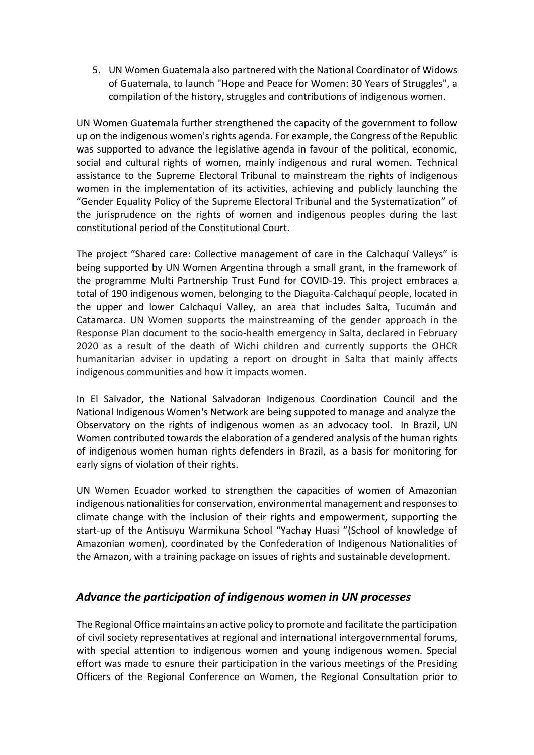5. UN Women Guatemala also partnered with the National Coordinator of Widows of Guatemala, to launch "Hope and Peace for Women: 30 Years of Struggles", a compilation of the history, struggles and contributions of indigenous women.

UN Women Guatemala further strengthened the capacity of the government to follow up on the indigenous women's rights agenda. For example, the Congress of the Republic was supported to advance the legislative agenda in favour of the political, economic, social and cultural rights of women, mainly indigenous and rural women. Technical assistance to the Supreme Electoral Tribunal to mainstream the rights of indigenous women in the implementation of its activities, achieving and publicly launching the "Gender Equality Policy of the Supreme Electoral Tribunal and the Systematization" of the jurisprudence on the rights of women and indigenous peoples during the last constitutional period of the Constitutional Court.

The project "Shared care: Collective management of care in the Calchaquí Valleys" is being supported by UN Women Argentina through a small grant, in the framework of the programme Multi Partnership Trust Fund for COVID-19. This project embraces a total of 190 indigenous women, belonging to the Diaguita-Calchaquí people, located in the upper and lower Calchaquí Valley, an area that includes Salta, Tucumán and Catamarca. UN Women supports the mainstreaming of the gender approach in the Response Plan document to the socio-health emergency in Salta, declared in February 2020 as a result of the death of Wichi children and currently supports the OHCR humanitarian adviser in updating a report on drought in Salta that mainly affects indigenous communities and how it impacts women.

In El Salvador, the National Salvadoran Indigenous Coordination Council and the National Indigenous Women's Network are being suppoted to manage and analyze the Observatory on the rights of indigenous women as an advocacy tool. In Brazil, UN Women contributed towards the elaboration of a gendered analysis of the human rights of indigenous women human rights defenders in Brazil, as a basis for monitoring for early signs of violation of their rights.

UN Women Ecuador worked to strengthen the capacities of women of Amazonian indigenous nationalities for conservation, environmental management and responses to climate change with the inclusion of their rights and empowerment, supporting the start-up of the Antisuyu Warmikuna School "Yachay Huasi "(School of knowledge of Amazonian women), coordinated by the Confederation of Indigenous Nationalities of the Amazon, with a training package on issues of rights and sustainable development.

## *Advance the participation of indigenous women in UN processes*

The Regional Office maintains an active policy to promote and facilitate the participation of civil society representatives at regional and international intergovernmental forums, with special attention to indigenous women and young indigenous women. Special effort was made to esnure their participation in the various meetings of the Presiding Officers of the Regional Conference on Women, the Regional Consultation prior to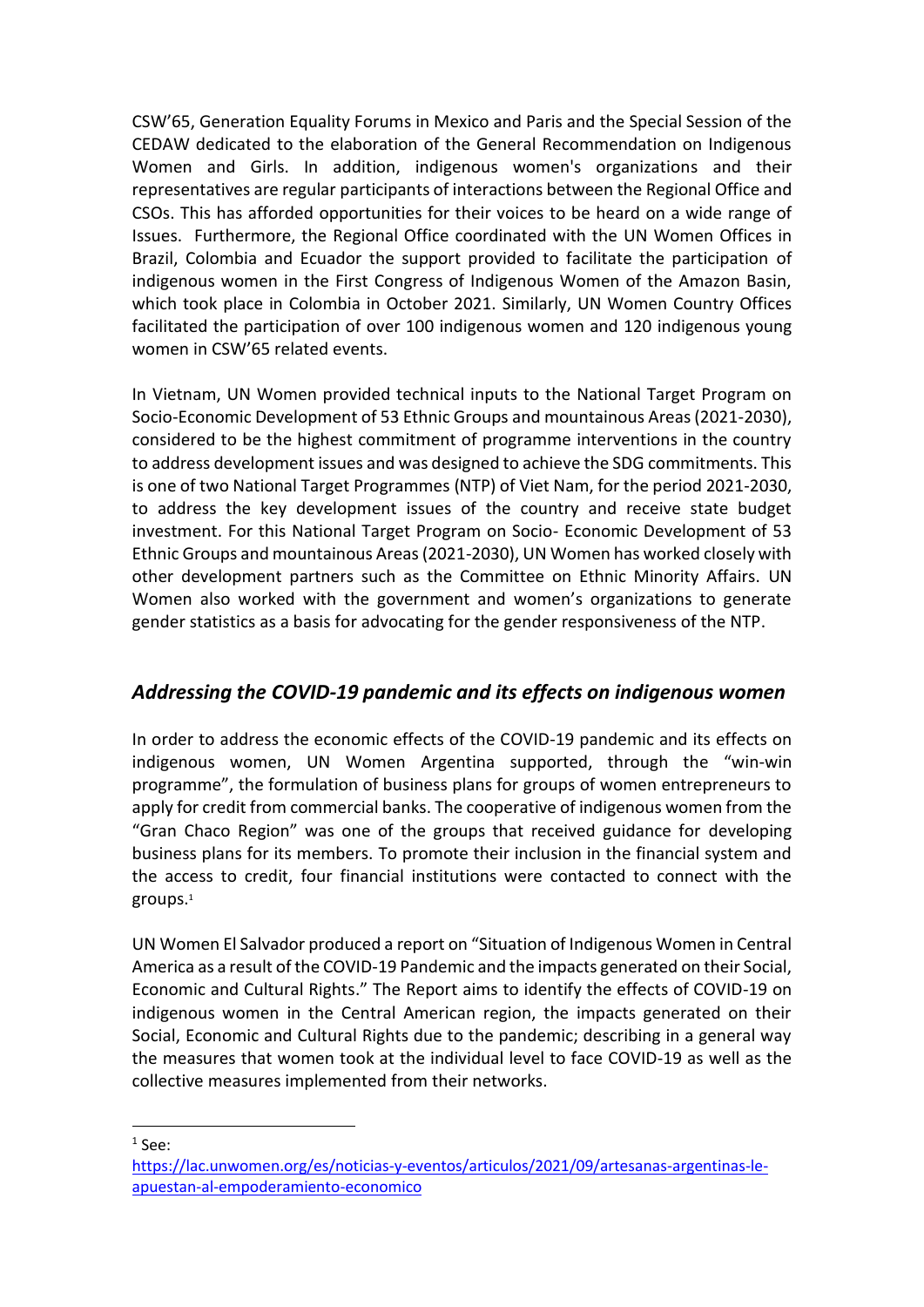CSW'65, Generation Equality Forums in Mexico and Paris and the Special Session of the CEDAW dedicated to the elaboration of the General Recommendation on Indigenous Women and Girls. In addition, indigenous women's organizations and their representatives are regular participants of interactions between the Regional Office and CSOs. This has afforded opportunities for their voices to be heard on a wide range of Issues. Furthermore, the Regional Office coordinated with the UN Women Offices in Brazil, Colombia and Ecuador the support provided to facilitate the participation of indigenous women in the First Congress of Indigenous Women of the Amazon Basin, which took place in Colombia in October 2021. Similarly, UN Women Country Offices facilitated the participation of over 100 indigenous women and 120 indigenous young women in CSW'65 related events.

In Vietnam, UN Women provided technical inputs to the National Target Program on Socio-Economic Development of 53 Ethnic Groups and mountainous Areas (2021-2030), considered to be the highest commitment of programme interventions in the country to address development issues and was designed to achieve the SDG commitments. This is one of two National Target Programmes (NTP) of Viet Nam, for the period 2021-2030, to address the key development issues of the country and receive state budget investment. For this National Target Program on Socio- Economic Development of 53 Ethnic Groups and mountainous Areas (2021-2030), UN Women has worked closely with other development partners such as the Committee on Ethnic Minority Affairs. UN Women also worked with the government and women's organizations to generate gender statistics as a basis for advocating for the gender responsiveness of the NTP.

## *Addressing the COVID-19 pandemic and its effects on indigenous women*

In order to address the economic effects of the COVID-19 pandemic and its effects on indigenous women, UN Women Argentina supported, through the "win-win programme", the formulation of business plans for groups of women entrepreneurs to apply for credit from commercial banks. The cooperative of indigenous women from the "Gran Chaco Region" was one of the groups that received guidance for developing business plans for its members. To promote their inclusion in the financial system and the access to credit, four financial institutions were contacted to connect with the groups.[1]

UN Women El Salvador produced a report on "Situation of Indigenous Women in Central America as a result of the COVID-19 Pandemic and the impacts generated on their Social, Economic and Cultural Rights." The Report aims to identify the effects of COVID-19 on indigenous women in the Central American region, the impacts generated on their Social, Economic and Cultural Rights due to the pandemic; describing in a general way the measures that women took at the individual level to face COVID-19 as well as the collective measures implemented from their networks.

---

[1] See: https://lac.unwomen.org/es/noticias-y-eventos/articulos/2021/09/artesanas-argentinas-le-apuestan-al-empoderamiento-economico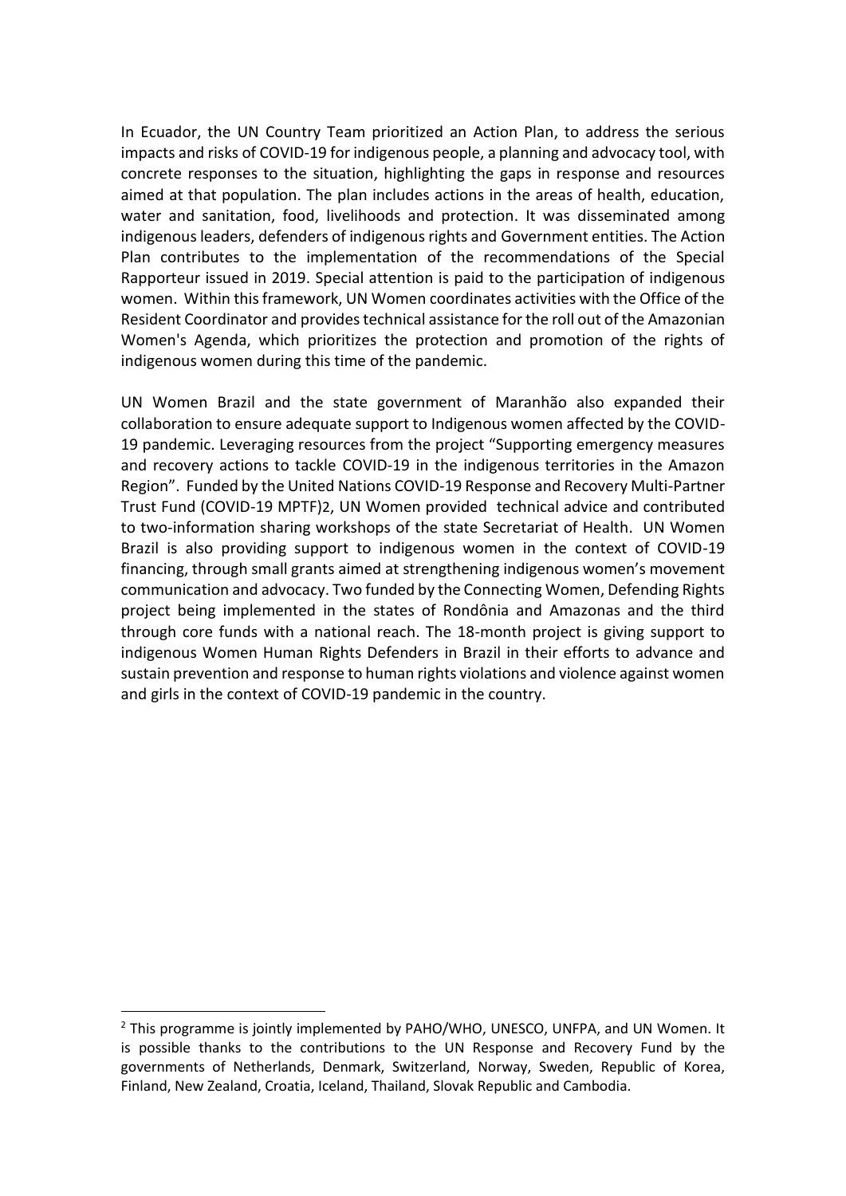In Ecuador, the UN Country Team prioritized an Action Plan, to address the serious impacts and risks of COVID-19 for indigenous people, a planning and advocacy tool, with concrete responses to the situation, highlighting the gaps in response and resources aimed at that population. The plan includes actions in the areas of health, education, water and sanitation, food, livelihoods and protection. It was disseminated among indigenous leaders, defenders of indigenous rights and Government entities. The Action Plan contributes to the implementation of the recommendations of the Special Rapporteur issued in 2019. Special attention is paid to the participation of indigenous women. Within this framework, UN Women coordinates activities with the Office of the Resident Coordinator and provides technical assistance for the roll out of the Amazonian Women's Agenda, which prioritizes the protection and promotion of the rights of indigenous women during this time of the pandemic.

UN Women Brazil and the state government of Maranhão also expanded their collaboration to ensure adequate support to Indigenous women affected by the COVID-19 pandemic. Leveraging resources from the project "Supporting emergency measures and recovery actions to tackle COVID-19 in the indigenous territories in the Amazon Region". Funded by the United Nations COVID-19 Response and Recovery Multi-Partner Trust Fund (COVID-19 MPTF)[2], UN Women provided technical advice and contributed to two-information sharing workshops of the state Secretariat of Health. UN Women Brazil is also providing support to indigenous women in the context of COVID-19 financing, through small grants aimed at strengthening indigenous women's movement communication and advocacy. Two funded by the Connecting Women, Defending Rights project being implemented in the states of Rondônia and Amazonas and the third through core funds with a national reach. The 18-month project is giving support to indigenous Women Human Rights Defenders in Brazil in their efforts to advance and sustain prevention and response to human rights violations and violence against women and girls in the context of COVID-19 pandemic in the country.

---

[2] This programme is jointly implemented by PAHO/WHO, UNESCO, UNFPA, and UN Women. It is possible thanks to the contributions to the UN Response and Recovery Fund by the governments of Netherlands, Denmark, Switzerland, Norway, Sweden, Republic of Korea, Finland, New Zealand, Croatia, Iceland, Thailand, Slovak Republic and Cambodia.